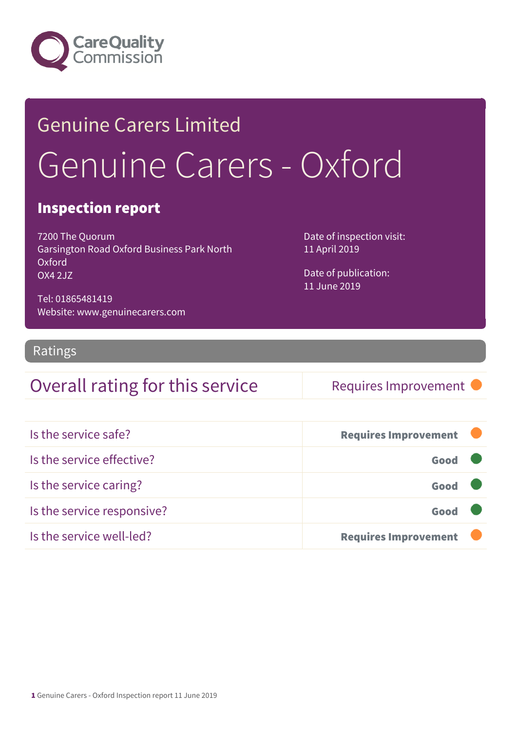Care Quality Commission

# Genuine Carers Limited

# Genuine Carers - Oxford

## Inspection report

7200 The Quorum
Garsington Road Oxford Business Park North
Oxford
OX4 2JZ

Tel: 01865481419
Website: www.genuinecarers.com

Date of inspection visit:
11 April 2019

Date of publication:
11 June 2019

## Ratings

| Overall rating for this service | Requires Improvement |
|---|---|

| | |
|---|---|
| Is the service safe? | **Requires Improvement** |
| Is the service effective? | **Good** |
| Is the service caring? | **Good** |
| Is the service responsive? | **Good** |
| Is the service well-led? | **Requires Improvement** |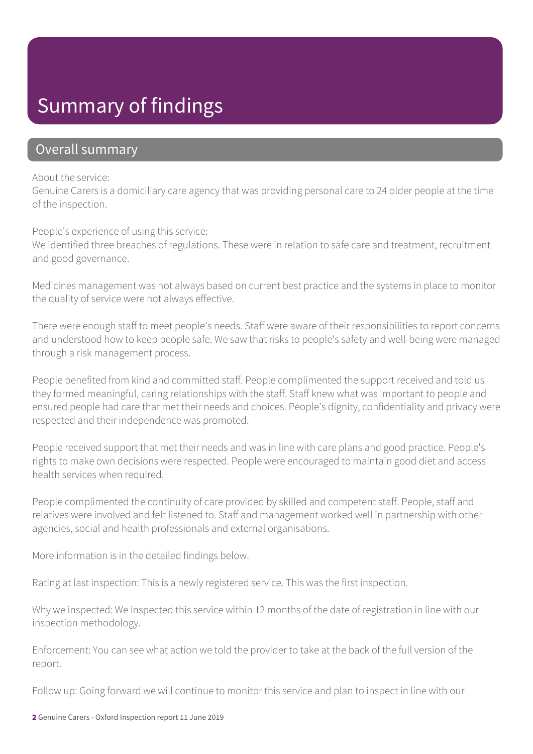# Summary of findings

## Overall summary

About the service:
Genuine Carers is a domiciliary care agency that was providing personal care to 24 older people at the time of the inspection.

People's experience of using this service:
We identified three breaches of regulations. These were in relation to safe care and treatment, recruitment and good governance.

Medicines management was not always based on current best practice and the systems in place to monitor the quality of service were not always effective.

There were enough staff to meet people's needs. Staff were aware of their responsibilities to report concerns and understood how to keep people safe. We saw that risks to people's safety and well-being were managed through a risk management process.

People benefited from kind and committed staff. People complimented the support received and told us they formed meaningful, caring relationships with the staff. Staff knew what was important to people and ensured people had care that met their needs and choices. People's dignity, confidentiality and privacy were respected and their independence was promoted.

People received support that met their needs and was in line with care plans and good practice. People's rights to make own decisions were respected. People were encouraged to maintain good diet and access health services when required.

People complimented the continuity of care provided by skilled and competent staff. People, staff and relatives were involved and felt listened to. Staff and management worked well in partnership with other agencies, social and health professionals and external organisations.

More information is in the detailed findings below.

Rating at last inspection: This is a newly registered service. This was the first inspection.

Why we inspected: We inspected this service within 12 months of the date of registration in line with our inspection methodology.

Enforcement: You can see what action we told the provider to take at the back of the full version of the report.

Follow up: Going forward we will continue to monitor this service and plan to inspect in line with our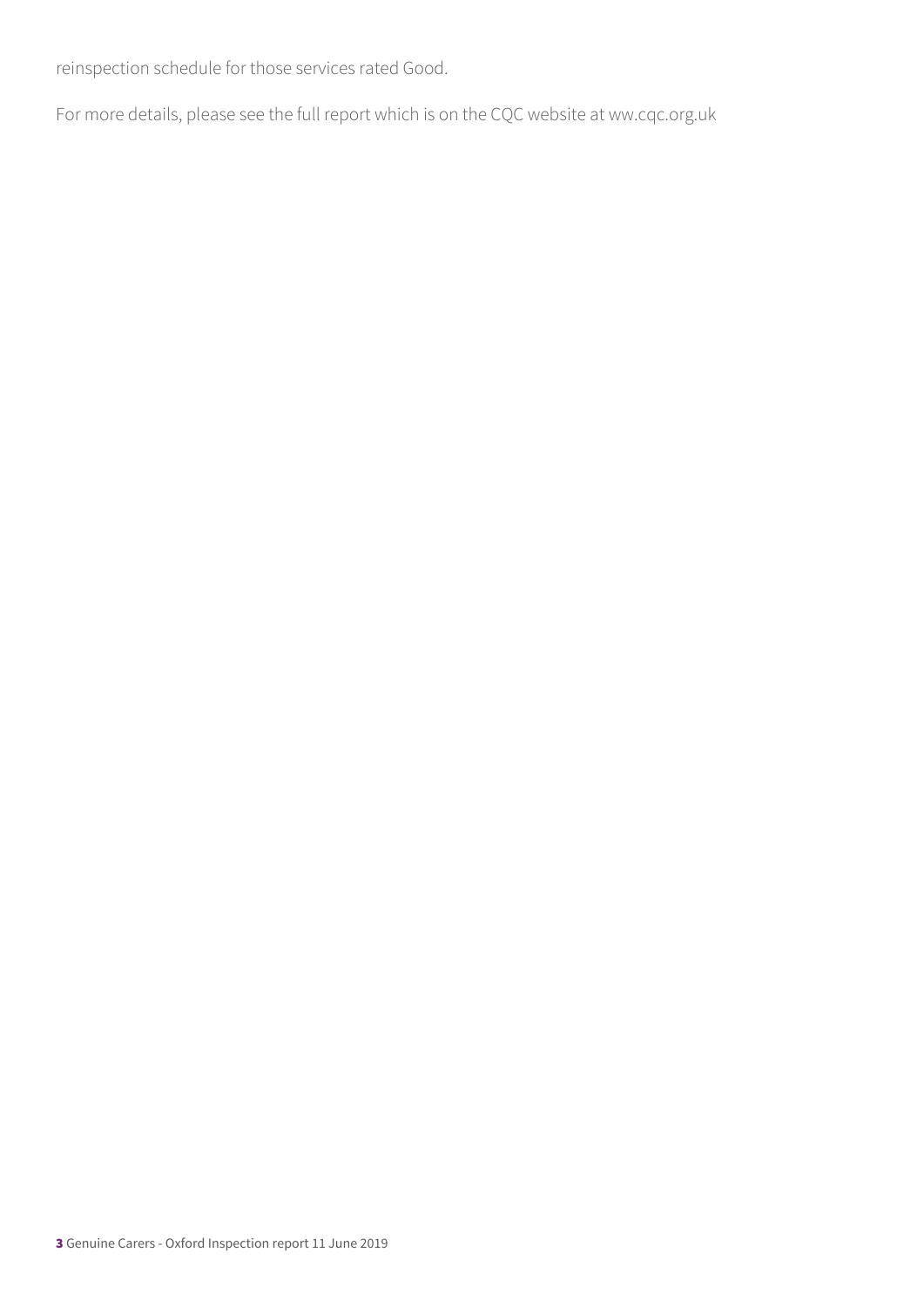reinspection schedule for those services rated Good.

For more details, please see the full report which is on the CQC website at ww.cqc.org.uk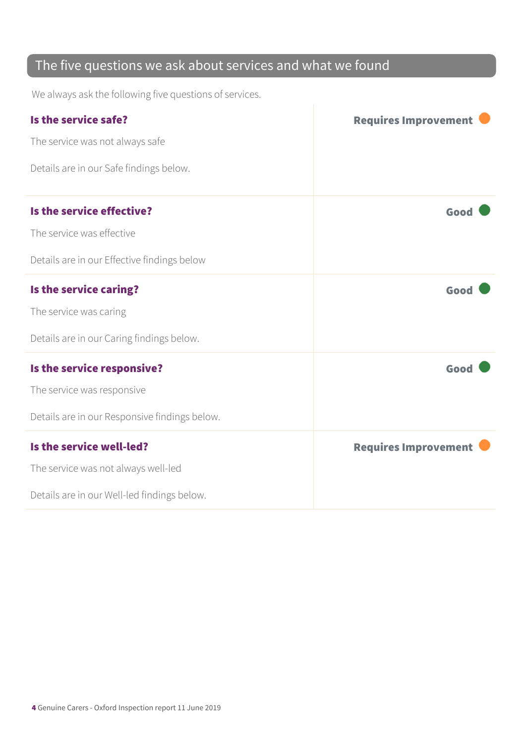## The five questions we ask about services and what we found

We always ask the following five questions of services.

| | |
|---|---|
| **Is the service safe?**<br><br>The service was not always safe<br><br>Details are in our Safe findings below. | **Requires Improvement** |
| **Is the service effective?**<br><br>The service was effective<br><br>Details are in our Effective findings below | **Good** |
| **Is the service caring?**<br><br>The service was caring<br><br>Details are in our Caring findings below. | **Good** |
| **Is the service responsive?**<br><br>The service was responsive<br><br>Details are in our Responsive findings below. | **Good** |
| **Is the service well-led?**<br><br>The service was not always well-led<br><br>Details are in our Well-led findings below. | **Requires Improvement** |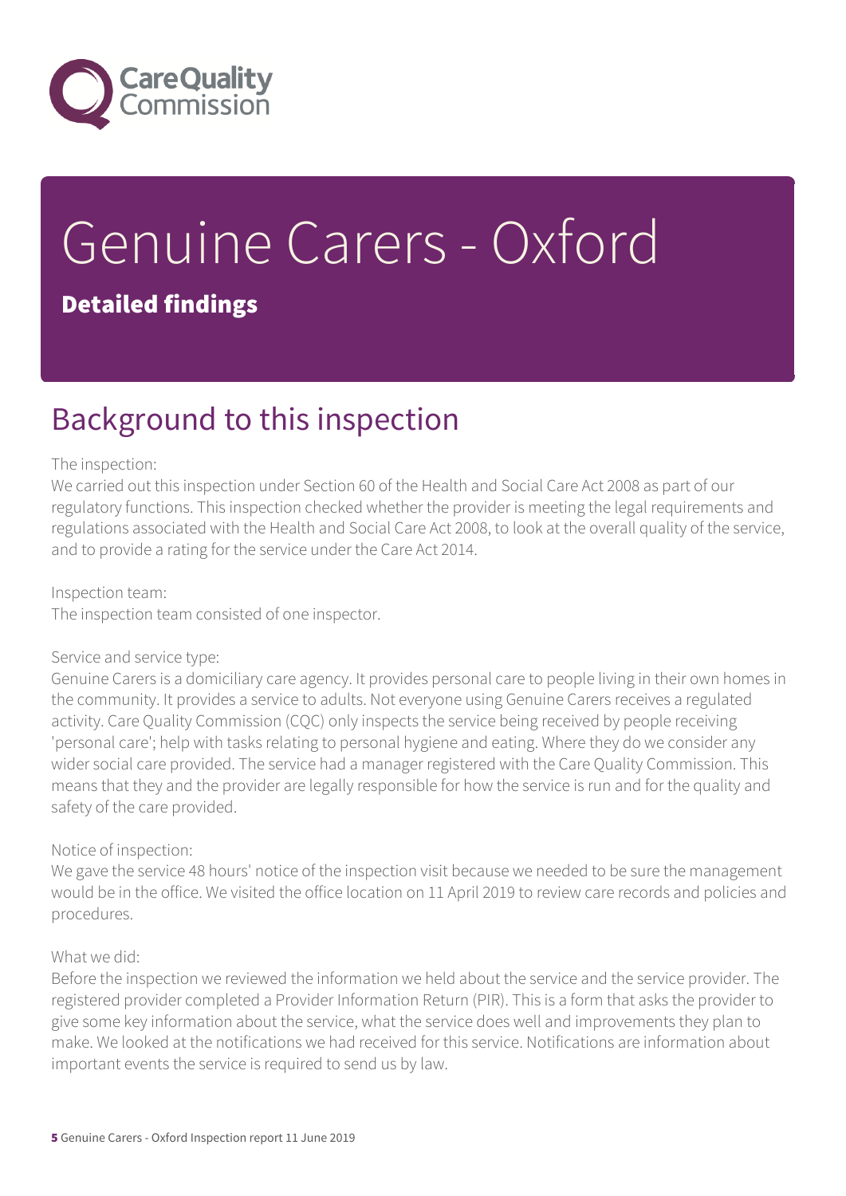# Genuine Carers - Oxford

## Detailed findings

## Background to this inspection

The inspection:
We carried out this inspection under Section 60 of the Health and Social Care Act 2008 as part of our regulatory functions. This inspection checked whether the provider is meeting the legal requirements and regulations associated with the Health and Social Care Act 2008, to look at the overall quality of the service, and to provide a rating for the service under the Care Act 2014.

Inspection team:
The inspection team consisted of one inspector.

Service and service type:
Genuine Carers is a domiciliary care agency. It provides personal care to people living in their own homes in the community. It provides a service to adults. Not everyone using Genuine Carers receives a regulated activity. Care Quality Commission (CQC) only inspects the service being received by people receiving 'personal care'; help with tasks relating to personal hygiene and eating. Where they do we consider any wider social care provided. The service had a manager registered with the Care Quality Commission. This means that they and the provider are legally responsible for how the service is run and for the quality and safety of the care provided.

Notice of inspection:
We gave the service 48 hours' notice of the inspection visit because we needed to be sure the management would be in the office. We visited the office location on 11 April 2019 to review care records and policies and procedures.

What we did:
Before the inspection we reviewed the information we held about the service and the service provider. The registered provider completed a Provider Information Return (PIR). This is a form that asks the provider to give some key information about the service, what the service does well and improvements they plan to make. We looked at the notifications we had received for this service. Notifications are information about important events the service is required to send us by law.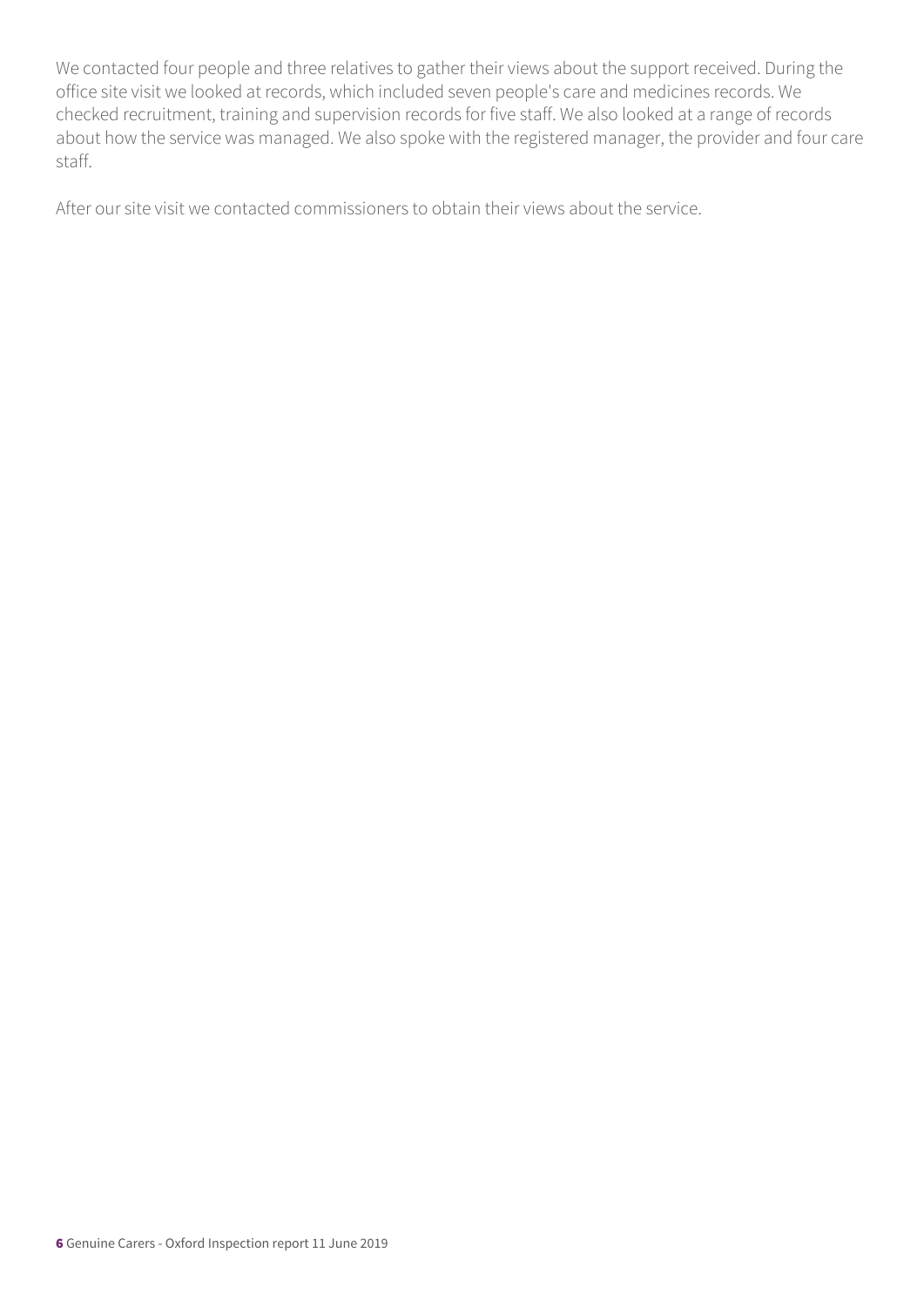We contacted four people and three relatives to gather their views about the support received. During the office site visit we looked at records, which included seven people's care and medicines records. We checked recruitment, training and supervision records for five staff. We also looked at a range of records about how the service was managed. We also spoke with the registered manager, the provider and four care staff.

After our site visit we contacted commissioners to obtain their views about the service.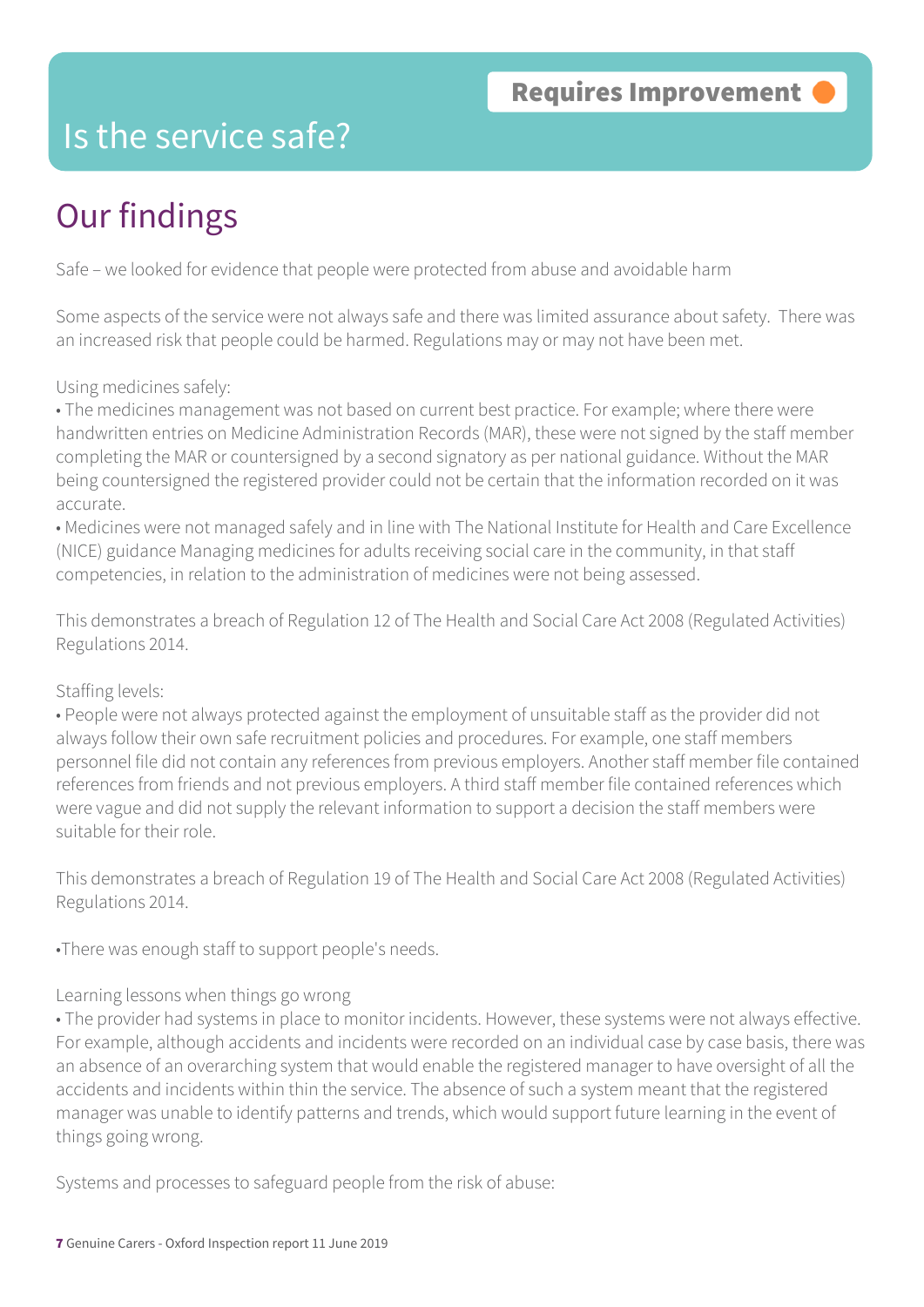# Is the service safe?

**Requires Improvement**

## Our findings

Safe – we looked for evidence that people were protected from abuse and avoidable harm

Some aspects of the service were not always safe and there was limited assurance about safety. There was an increased risk that people could be harmed. Regulations may or may not have been met.

Using medicines safely:

- The medicines management was not based on current best practice. For example; where there were handwritten entries on Medicine Administration Records (MAR), these were not signed by the staff member completing the MAR or countersigned by a second signatory as per national guidance. Without the MAR being countersigned the registered provider could not be certain that the information recorded on it was accurate.
- Medicines were not managed safely and in line with The National Institute for Health and Care Excellence (NICE) guidance Managing medicines for adults receiving social care in the community, in that staff competencies, in relation to the administration of medicines were not being assessed.

This demonstrates a breach of Regulation 12 of The Health and Social Care Act 2008 (Regulated Activities) Regulations 2014.

Staffing levels:

- People were not always protected against the employment of unsuitable staff as the provider did not always follow their own safe recruitment policies and procedures. For example, one staff members personnel file did not contain any references from previous employers. Another staff member file contained references from friends and not previous employers. A third staff member file contained references which were vague and did not supply the relevant information to support a decision the staff members were suitable for their role.

This demonstrates a breach of Regulation 19 of The Health and Social Care Act 2008 (Regulated Activities) Regulations 2014.

- There was enough staff to support people's needs.

Learning lessons when things go wrong

- The provider had systems in place to monitor incidents. However, these systems were not always effective. For example, although accidents and incidents were recorded on an individual case by case basis, there was an absence of an overarching system that would enable the registered manager to have oversight of all the accidents and incidents within thin the service. The absence of such a system meant that the registered manager was unable to identify patterns and trends, which would support future learning in the event of things going wrong.

Systems and processes to safeguard people from the risk of abuse: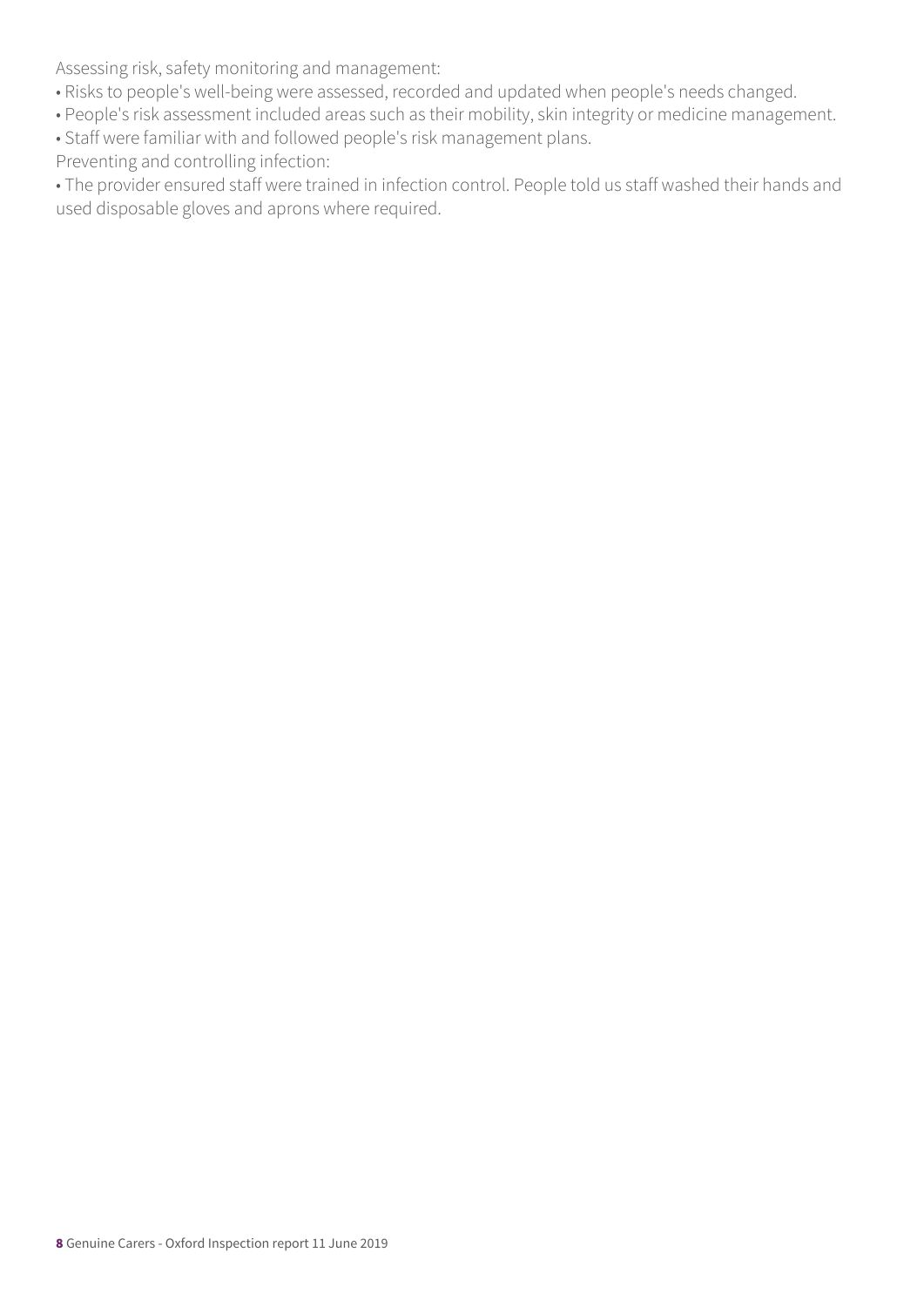Assessing risk, safety monitoring and management:

- Risks to people's well-being were assessed, recorded and updated when people's needs changed.
- People's risk assessment included areas such as their mobility, skin integrity or medicine management.
- Staff were familiar with and followed people's risk management plans.

Preventing and controlling infection:

- The provider ensured staff were trained in infection control. People told us staff washed their hands and used disposable gloves and aprons where required.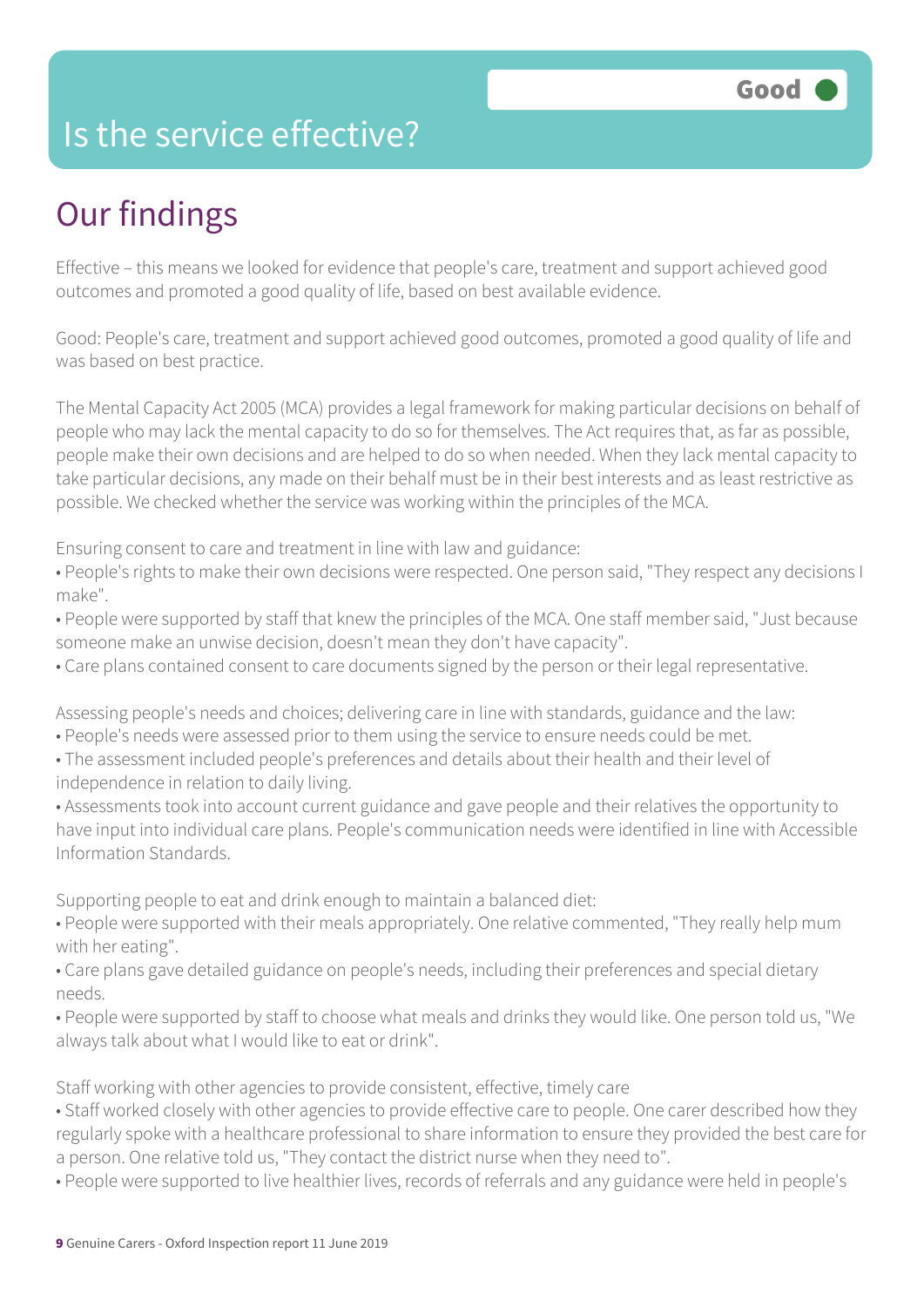# Is the service effective?

Good

## Our findings

Effective – this means we looked for evidence that people's care, treatment and support achieved good outcomes and promoted a good quality of life, based on best available evidence.

Good: People's care, treatment and support achieved good outcomes, promoted a good quality of life and was based on best practice.

The Mental Capacity Act 2005 (MCA) provides a legal framework for making particular decisions on behalf of people who may lack the mental capacity to do so for themselves. The Act requires that, as far as possible, people make their own decisions and are helped to do so when needed. When they lack mental capacity to take particular decisions, any made on their behalf must be in their best interests and as least restrictive as possible. We checked whether the service was working within the principles of the MCA.

Ensuring consent to care and treatment in line with law and guidance:

- People's rights to make their own decisions were respected. One person said, "They respect any decisions I make".
- People were supported by staff that knew the principles of the MCA. One staff member said, "Just because someone make an unwise decision, doesn't mean they don't have capacity".
- Care plans contained consent to care documents signed by the person or their legal representative.

Assessing people's needs and choices; delivering care in line with standards, guidance and the law:

- People's needs were assessed prior to them using the service to ensure needs could be met.
- The assessment included people's preferences and details about their health and their level of independence in relation to daily living.
- Assessments took into account current guidance and gave people and their relatives the opportunity to have input into individual care plans. People's communication needs were identified in line with Accessible Information Standards.

Supporting people to eat and drink enough to maintain a balanced diet:

- People were supported with their meals appropriately. One relative commented, "They really help mum with her eating".
- Care plans gave detailed guidance on people's needs, including their preferences and special dietary needs.
- People were supported by staff to choose what meals and drinks they would like. One person told us, "We always talk about what I would like to eat or drink".

Staff working with other agencies to provide consistent, effective, timely care

- Staff worked closely with other agencies to provide effective care to people. One carer described how they regularly spoke with a healthcare professional to share information to ensure they provided the best care for a person. One relative told us, "They contact the district nurse when they need to".
- People were supported to live healthier lives, records of referrals and any guidance were held in people's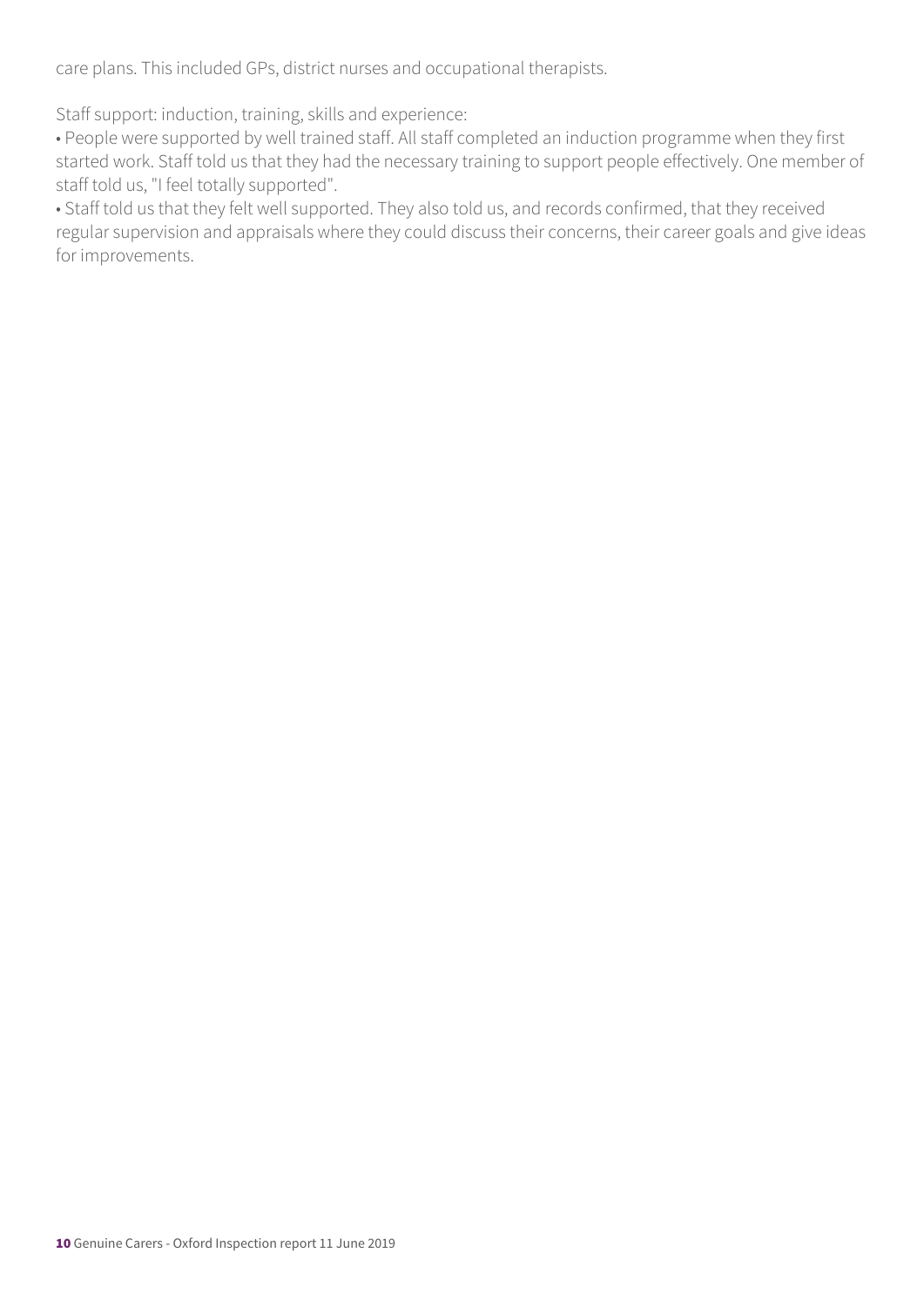care plans. This included GPs, district nurses and occupational therapists.

Staff support: induction, training, skills and experience:

- People were supported by well trained staff. All staff completed an induction programme when they first started work. Staff told us that they had the necessary training to support people effectively. One member of staff told us, "I feel totally supported".
- Staff told us that they felt well supported. They also told us, and records confirmed, that they received regular supervision and appraisals where they could discuss their concerns, their career goals and give ideas for improvements.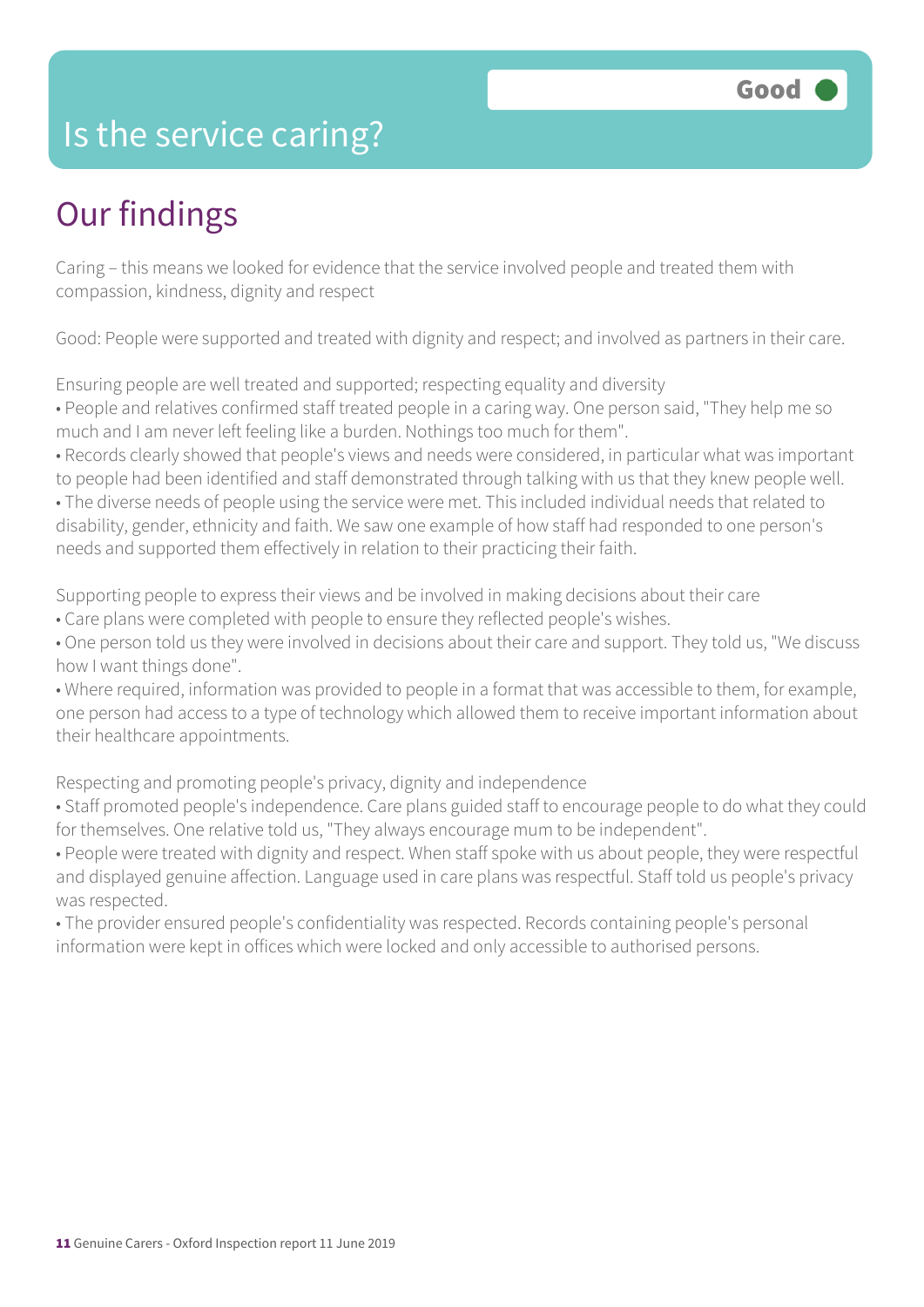Good

# Is the service caring?

## Our findings

Caring – this means we looked for evidence that the service involved people and treated them with compassion, kindness, dignity and respect

Good: People were supported and treated with dignity and respect; and involved as partners in their care.

Ensuring people are well treated and supported; respecting equality and diversity

- People and relatives confirmed staff treated people in a caring way. One person said, "They help me so much and I am never left feeling like a burden. Nothings too much for them".
- Records clearly showed that people's views and needs were considered, in particular what was important to people had been identified and staff demonstrated through talking with us that they knew people well.
- The diverse needs of people using the service were met. This included individual needs that related to disability, gender, ethnicity and faith. We saw one example of how staff had responded to one person's needs and supported them effectively in relation to their practicing their faith.

Supporting people to express their views and be involved in making decisions about their care

- Care plans were completed with people to ensure they reflected people's wishes.
- One person told us they were involved in decisions about their care and support. They told us, "We discuss how I want things done".
- Where required, information was provided to people in a format that was accessible to them, for example, one person had access to a type of technology which allowed them to receive important information about their healthcare appointments.

Respecting and promoting people's privacy, dignity and independence

- Staff promoted people's independence. Care plans guided staff to encourage people to do what they could for themselves. One relative told us, "They always encourage mum to be independent".
- People were treated with dignity and respect. When staff spoke with us about people, they were respectful and displayed genuine affection. Language used in care plans was respectful. Staff told us people's privacy was respected.
- The provider ensured people's confidentiality was respected. Records containing people's personal information were kept in offices which were locked and only accessible to authorised persons.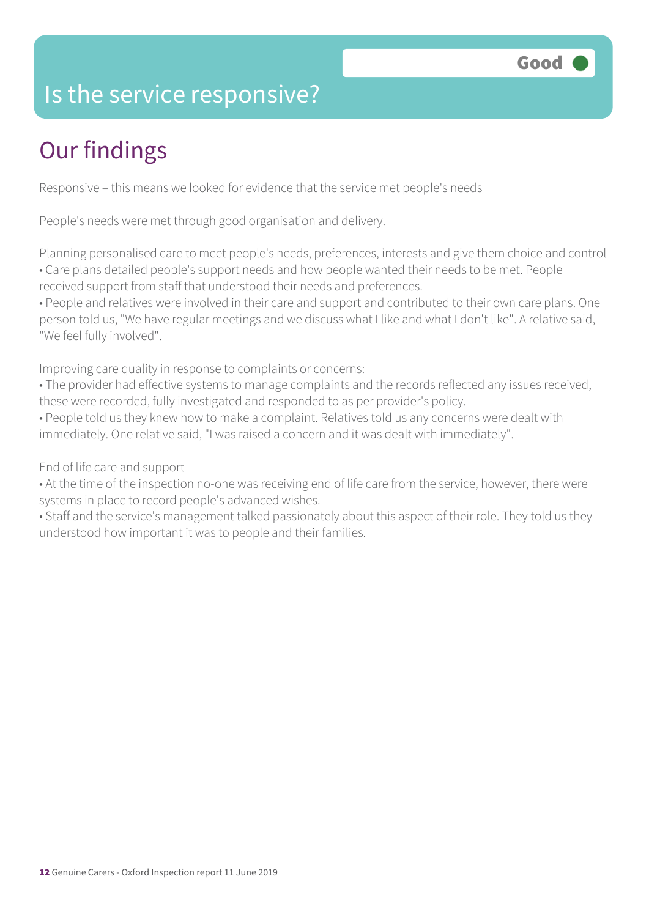Good

# Is the service responsive?

## Our findings

Responsive – this means we looked for evidence that the service met people's needs

People's needs were met through good organisation and delivery.

Planning personalised care to meet people's needs, preferences, interests and give them choice and control

- Care plans detailed people's support needs and how people wanted their needs to be met. People received support from staff that understood their needs and preferences.
- People and relatives were involved in their care and support and contributed to their own care plans. One person told us, "We have regular meetings and we discuss what I like and what I don't like". A relative said, "We feel fully involved".

Improving care quality in response to complaints or concerns:

- The provider had effective systems to manage complaints and the records reflected any issues received, these were recorded, fully investigated and responded to as per provider's policy.
- People told us they knew how to make a complaint. Relatives told us any concerns were dealt with immediately. One relative said, "I was raised a concern and it was dealt with immediately".

End of life care and support

- At the time of the inspection no-one was receiving end of life care from the service, however, there were systems in place to record people's advanced wishes.
- Staff and the service's management talked passionately about this aspect of their role. They told us they understood how important it was to people and their families.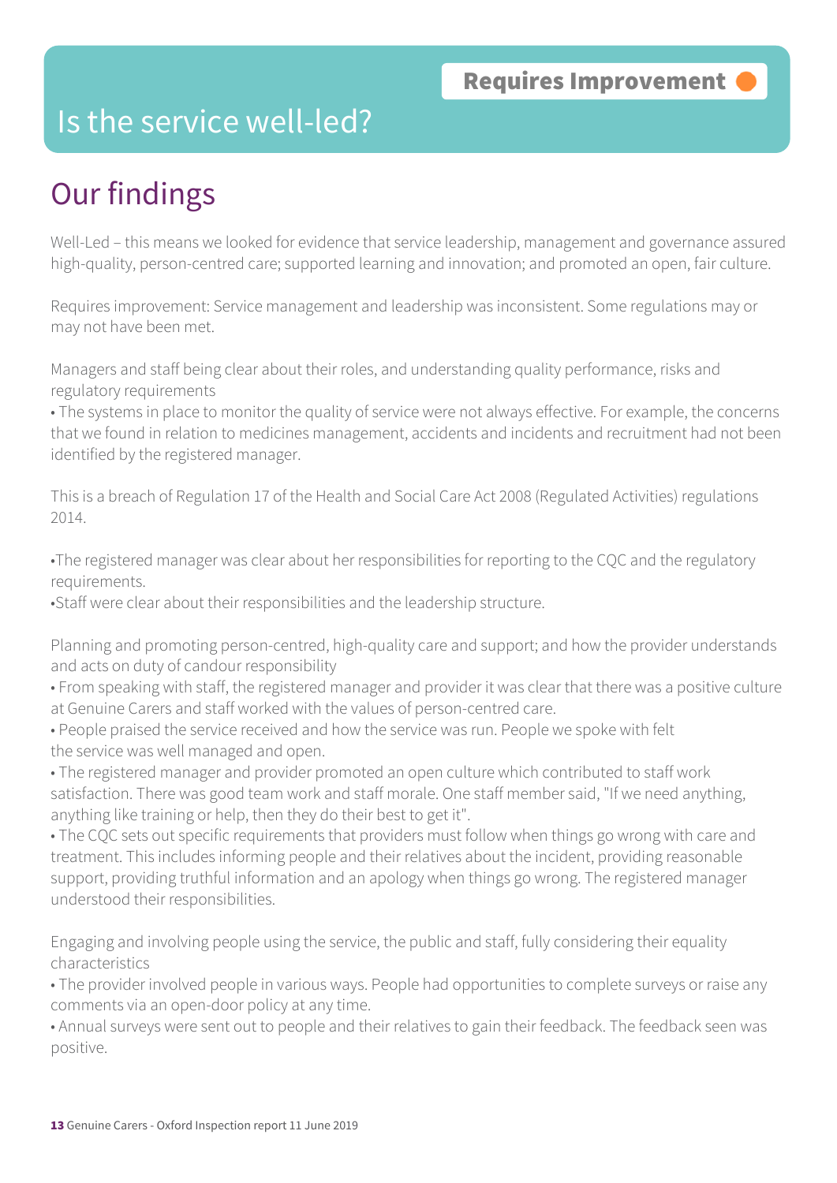**Requires Improvement**

# Is the service well-led?

## Our findings

Well-Led – this means we looked for evidence that service leadership, management and governance assured high-quality, person-centred care; supported learning and innovation; and promoted an open, fair culture.

Requires improvement: Service management and leadership was inconsistent. Some regulations may or may not have been met.

Managers and staff being clear about their roles, and understanding quality performance, risks and regulatory requirements

- The systems in place to monitor the quality of service were not always effective. For example, the concerns that we found in relation to medicines management, accidents and incidents and recruitment had not been identified by the registered manager.

This is a breach of Regulation 17 of the Health and Social Care Act 2008 (Regulated Activities) regulations 2014.

- The registered manager was clear about her responsibilities for reporting to the CQC and the regulatory requirements.
- Staff were clear about their responsibilities and the leadership structure.

Planning and promoting person-centred, high-quality care and support; and how the provider understands and acts on duty of candour responsibility

- From speaking with staff, the registered manager and provider it was clear that there was a positive culture at Genuine Carers and staff worked with the values of person-centred care.
- People praised the service received and how the service was run. People we spoke with felt the service was well managed and open.
- The registered manager and provider promoted an open culture which contributed to staff work satisfaction. There was good team work and staff morale. One staff member said, "If we need anything, anything like training or help, then they do their best to get it".
- The CQC sets out specific requirements that providers must follow when things go wrong with care and treatment. This includes informing people and their relatives about the incident, providing reasonable support, providing truthful information and an apology when things go wrong. The registered manager understood their responsibilities.

Engaging and involving people using the service, the public and staff, fully considering their equality characteristics

- The provider involved people in various ways. People had opportunities to complete surveys or raise any comments via an open-door policy at any time.
- Annual surveys were sent out to people and their relatives to gain their feedback. The feedback seen was positive.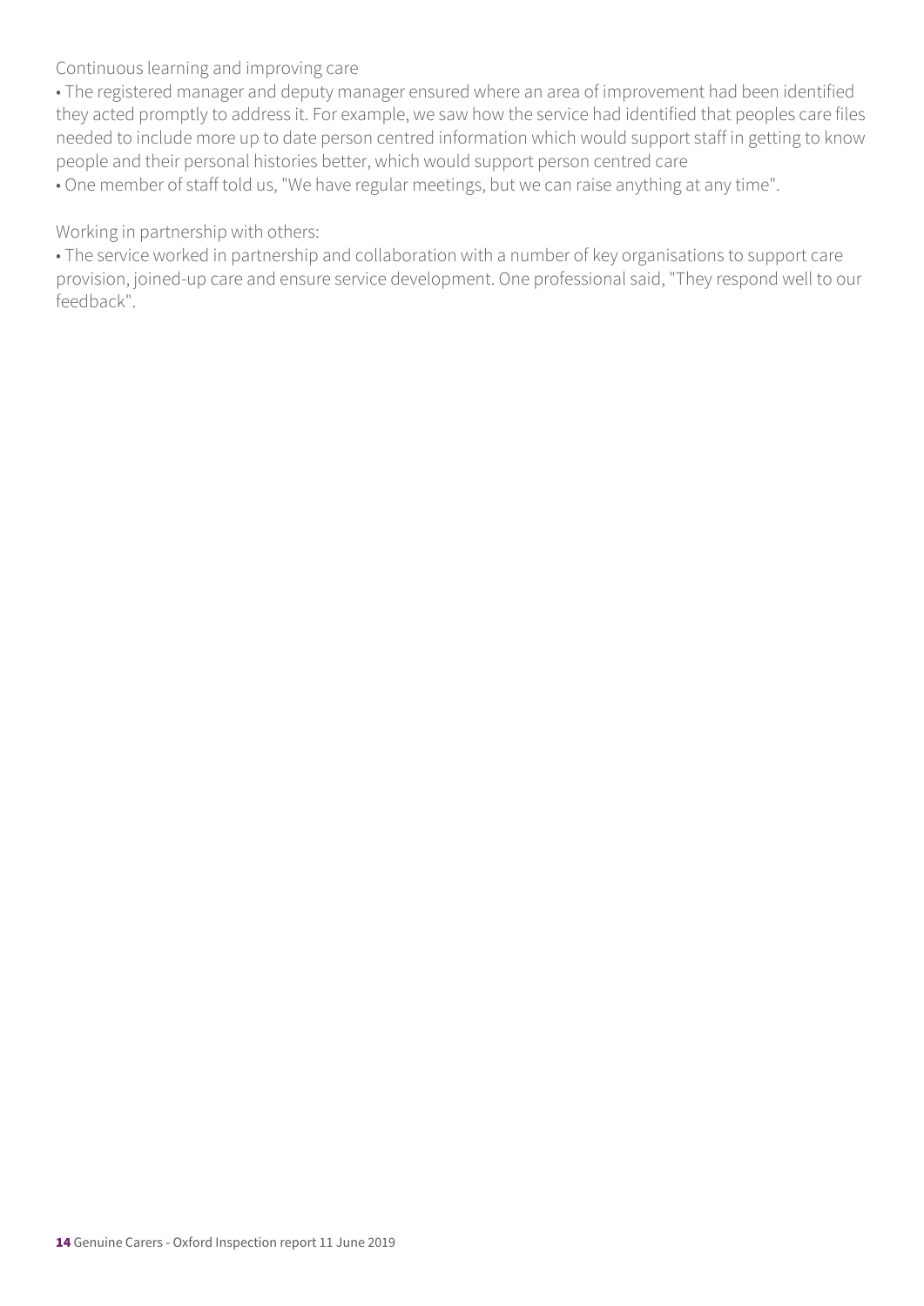Continuous learning and improving care

- The registered manager and deputy manager ensured where an area of improvement had been identified they acted promptly to address it. For example, we saw how the service had identified that peoples care files needed to include more up to date person centred information which would support staff in getting to know people and their personal histories better, which would support person centred care
- One member of staff told us, "We have regular meetings, but we can raise anything at any time".

Working in partnership with others:

- The service worked in partnership and collaboration with a number of key organisations to support care provision, joined-up care and ensure service development. One professional said, "They respond well to our feedback".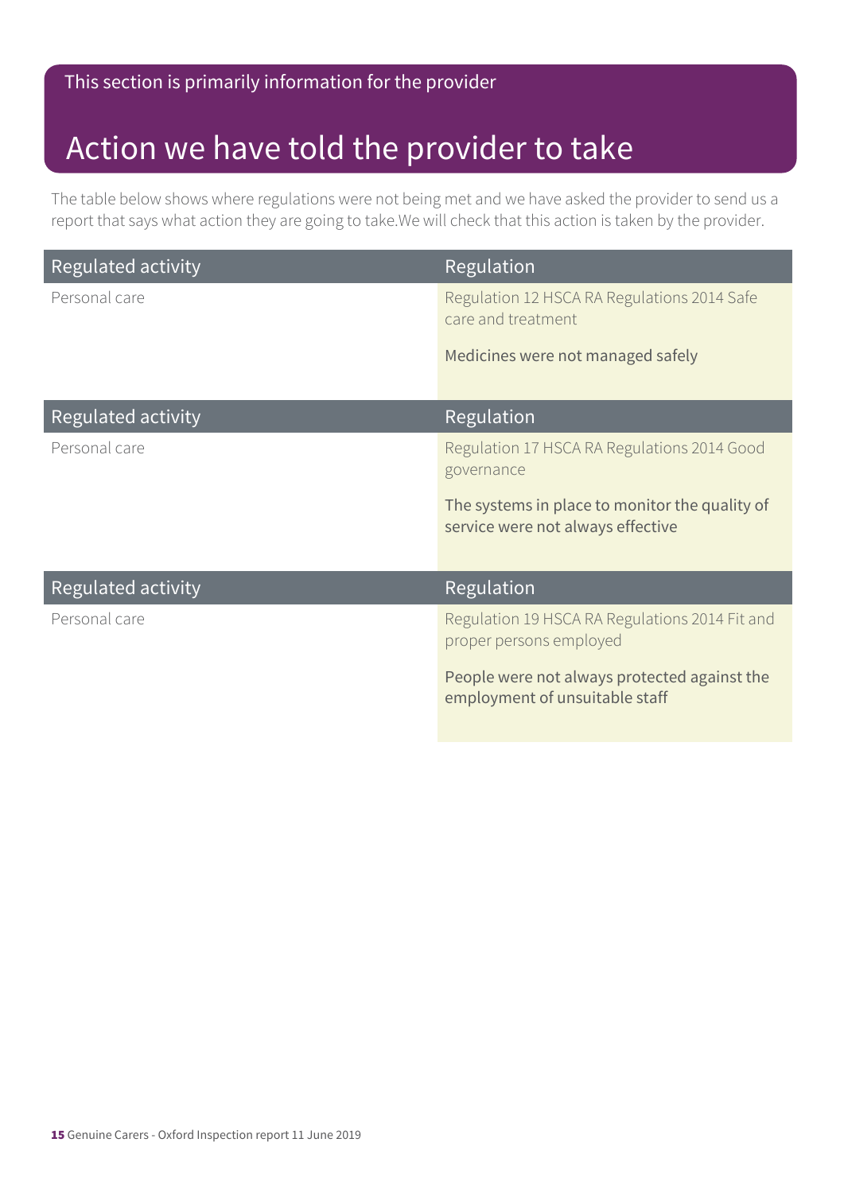This section is primarily information for the provider

# Action we have told the provider to take

The table below shows where regulations were not being met and we have asked the provider to send us a report that says what action they are going to take.We will check that this action is taken by the provider.

| Regulated activity | Regulation |
|---|---|
| Personal care | Regulation 12 HSCA RA Regulations 2014 Safe care and treatment<br><br>Medicines were not managed safely |

| Regulated activity | Regulation |
|---|---|
| Personal care | Regulation 17 HSCA RA Regulations 2014 Good governance<br><br>The systems in place to monitor the quality of service were not always effective |

| Regulated activity | Regulation |
|---|---|
| Personal care | Regulation 19 HSCA RA Regulations 2014 Fit and proper persons employed<br><br>People were not always protected against the employment of unsuitable staff |